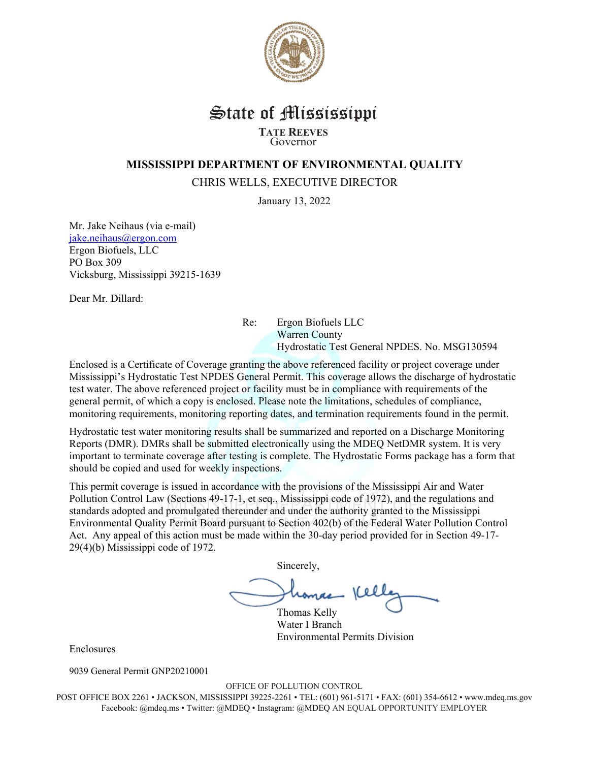# State of Mississippi

**TATE REEVES**
Governor

## MISSISSIPPI DEPARTMENT OF ENVIRONMENTAL QUALITY

CHRIS WELLS, EXECUTIVE DIRECTOR

January 13, 2022

Mr. Jake Neihaus (via e-mail)
jake.neihaus@ergon.com
Ergon Biofuels, LLC
PO Box 309
Vicksburg, Mississippi 39215-1639

Dear Mr. Dillard:

Re: Ergon Biofuels LLC
Warren County
Hydrostatic Test General NPDES. No. MSG130594

Enclosed is a Certificate of Coverage granting the above referenced facility or project coverage under Mississippi's Hydrostatic Test NPDES General Permit. This coverage allows the discharge of hydrostatic test water. The above referenced project or facility must be in compliance with requirements of the general permit, of which a copy is enclosed. Please note the limitations, schedules of compliance, monitoring requirements, monitoring reporting dates, and termination requirements found in the permit.

Hydrostatic test water monitoring results shall be summarized and reported on a Discharge Monitoring Reports (DMR). DMRs shall be submitted electronically using the MDEQ NetDMR system. It is very important to terminate coverage after testing is complete. The Hydrostatic Forms package has a form that should be copied and used for weekly inspections.

This permit coverage is issued in accordance with the provisions of the Mississippi Air and Water Pollution Control Law (Sections 49-17-1, et seq., Mississippi code of 1972), and the regulations and standards adopted and promulgated thereunder and under the authority granted to the Mississippi Environmental Quality Permit Board pursuant to Section 402(b) of the Federal Water Pollution Control Act. Any appeal of this action must be made within the 30-day period provided for in Section 49-17-29(4)(b) Mississippi code of 1972.

Sincerely,

Thomas Kelly
Water I Branch
Environmental Permits Division

Enclosures

9039 General Permit GNP20210001

OFFICE OF POLLUTION CONTROL
POST OFFICE BOX 2261 • JACKSON, MISSISSIPPI 39225-2261 • TEL: (601) 961-5171 • FAX: (601) 354-6612 • www.mdeq.ms.gov
Facebook: @mdeq.ms • Twitter: @MDEQ • Instagram: @MDEQ AN EQUAL OPPORTUNITY EMPLOYER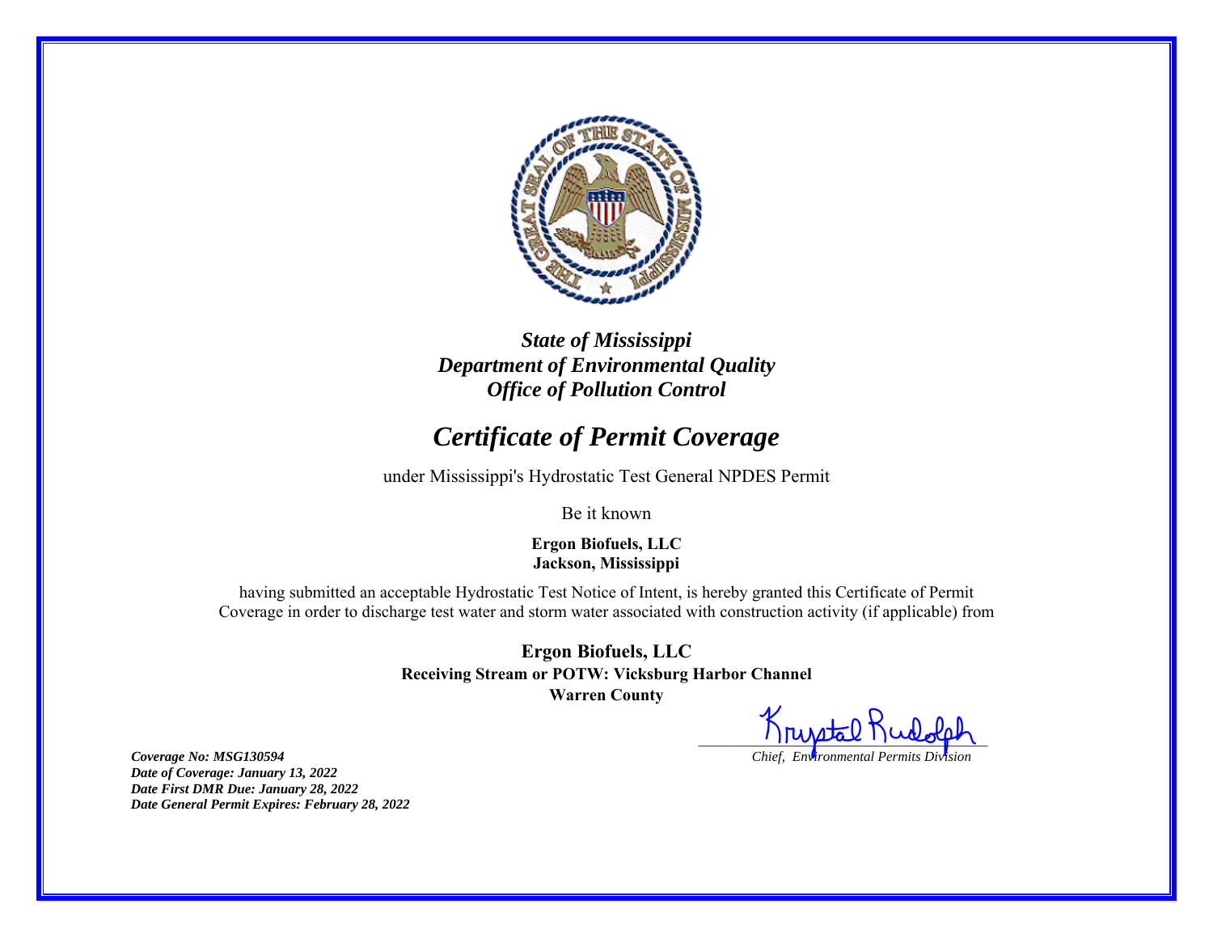*State of Mississippi*
*Department of Environmental Quality*
*Office of Pollution Control*

# *Certificate of Permit Coverage*

under Mississippi's Hydrostatic Test General NPDES Permit

Be it known

**Ergon Biofuels, LLC**
**Jackson, Mississippi**

having submitted an acceptable Hydrostatic Test Notice of Intent, is hereby granted this Certificate of Permit Coverage in order to discharge test water and storm water associated with construction activity (if applicable) from

**Ergon Biofuels, LLC**
**Receiving Stream or POTW: Vicksburg Harbor Channel**
**Warren County**

Krystal Rudolph
*Chief, Environmental Permits Division*

***Coverage No: MSG130594***
***Date of Coverage: January 13, 2022***
***Date First DMR Due: January 28, 2022***
***Date General Permit Expires: February 28, 2022***